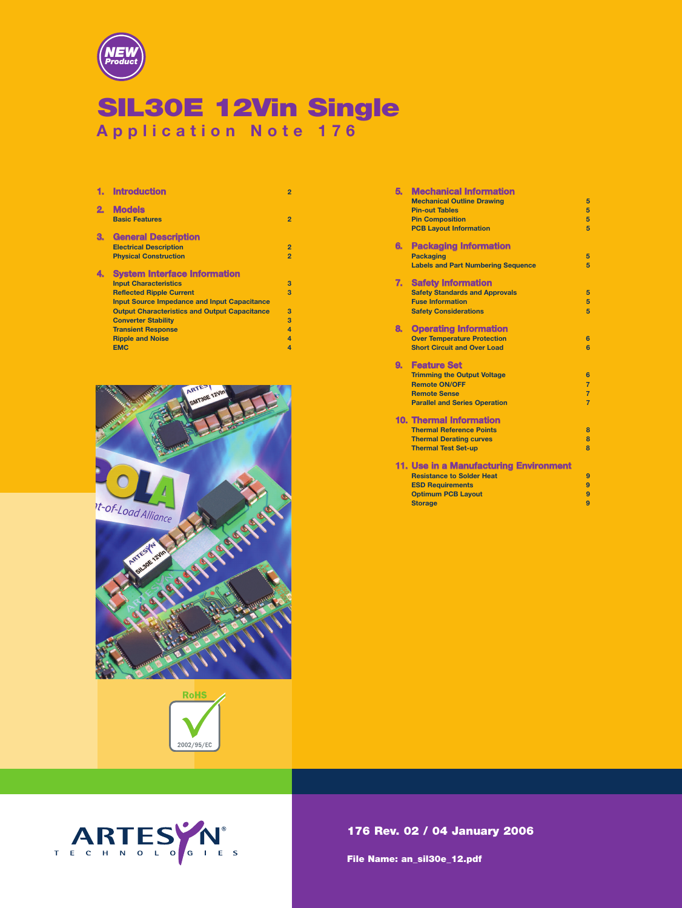NEW Product

# SIL30E 12Vin Single

## Application Note 176

1. **Introduction** 2
2. **Models**
   - Basic Features 2
3. **General Description**
   - Electrical Description 2
   - Physical Construction 2
4. **System Interface Information**
   - Input Characteristics 3
   - Reflected Ripple Current 3
   - Input Source Impedance and Input Capacitance
   - Output Characteristics and Output Capacitance 3
   - Converter Stability 3
   - Transient Response 4
   - Ripple and Noise 4
   - EMC 4
5. **Mechanical Information**
   - Mechanical Outline Drawing 5
   - Pin-out Tables 5
   - Pin Composition 5
   - PCB Layout Information 5
6. **Packaging Information**
   - Packaging 5
   - Labels and Part Numbering Sequence 5
7. **Safety Information**
   - Safety Standards and Approvals 5
   - Fuse Information 5
   - Safety Considerations 5
8. **Operating Information**
   - Over Temperature Protection 6
   - Short Circuit and Over Load 6
9. **Feature Set**
   - Trimming the Output Voltage 6
   - Remote ON/OFF 7
   - Remote Sense 7
   - Parallel and Series Operation 7
10. **Thermal Information**
    - Thermal Reference Points 8
    - Thermal Derating curves 8
    - Thermal Test Set-up 8
11. **Use in a Manufacturing Environment**
    - Resistance to Solder Heat 9
    - ESD Requirements 9
    - Optimum PCB Layout 9
    - Storage 9

RoHS 2002/95/EC

ARTESYN TECHNOLOGIES

**176 Rev. 02 / 04 January 2006**

**File Name: an_sil30e_12.pdf**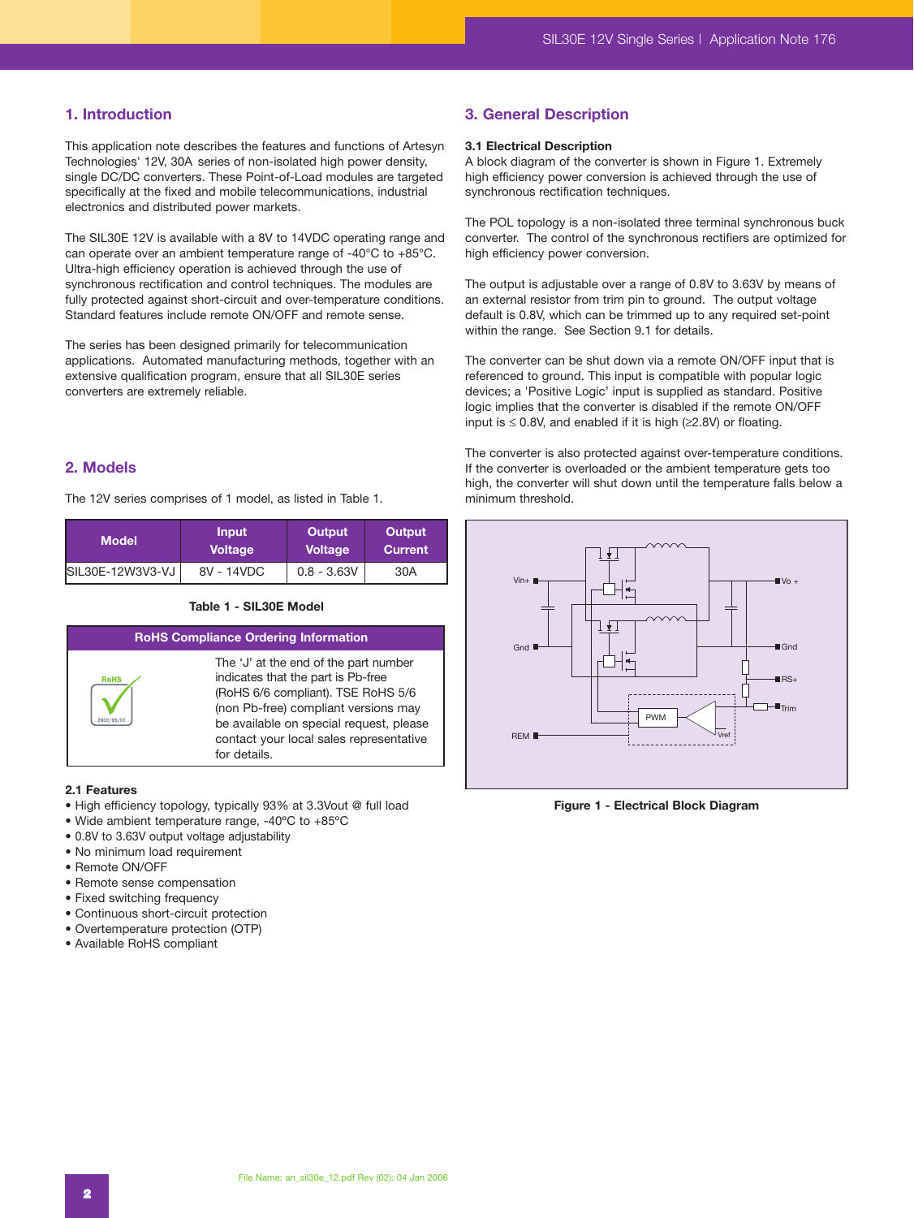## 1. Introduction

This application note describes the features and functions of Artesyn Technologies' 12V, 30A series of non-isolated high power density, single DC/DC converters. These Point-of-Load modules are targeted specifically at the fixed and mobile telecommunications, industrial electronics and distributed power markets.

The SIL30E 12V is available with a 8V to 14VDC operating range and can operate over an ambient temperature range of -40°C to +85°C. Ultra-high efficiency operation is achieved through the use of synchronous rectification and control techniques. The modules are fully protected against short-circuit and over-temperature conditions. Standard features include remote ON/OFF and remote sense.

The series has been designed primarily for telecommunication applications. Automated manufacturing methods, together with an extensive qualification program, ensure that all SIL30E series converters are extremely reliable.

## 2. Models

The 12V series comprises of 1 model, as listed in Table 1.

| Model | Input Voltage | Output Voltage | Output Current |
|---|---|---|---|
| SIL30E-12W3V3-VJ | 8V - 14VDC | 0.8 - 3.63V | 30A |

**Table 1 - SIL30E Model**

| RoHS Compliance Ordering Information | |
|---|---|
| RoHS 2002/95/EC | The 'J' at the end of the part number indicates that the part is Pb-free (RoHS 6/6 compliant). TSE RoHS 5/6 (non Pb-free) compliant versions may be available on special request, please contact your local sales representative for details. |

### 2.1 Features

- High efficiency topology, typically 93% at 3.3Vout @ full load
- Wide ambient temperature range, -40°C to +85°C
- 0.8V to 3.63V output voltage adjustability
- No minimum load requirement
- Remote ON/OFF
- Remote sense compensation
- Fixed switching frequency
- Continuous short-circuit protection
- Overtemperature protection (OTP)
- Available RoHS compliant

## 3. General Description

### 3.1 Electrical Description

A block diagram of the converter is shown in Figure 1. Extremely high efficiency power conversion is achieved through the use of synchronous rectification techniques.

The POL topology is a non-isolated three terminal synchronous buck converter. The control of the synchronous rectifiers are optimized for high efficiency power conversion.

The output is adjustable over a range of 0.8V to 3.63V by means of an external resistor from trim pin to ground. The output voltage default is 0.8V, which can be trimmed up to any required set-point within the range. See Section 9.1 for details.

The converter can be shut down via a remote ON/OFF input that is referenced to ground. This input is compatible with popular logic devices; a 'Positive Logic' input is supplied as standard. Positive logic implies that the converter is disabled if the remote ON/OFF input is ≤ 0.8V, and enabled if it is high (≥2.8V) or floating.

The converter is also protected against over-temperature conditions. If the converter is overloaded or the ambient temperature gets too high, the converter will shut down until the temperature falls below a minimum threshold.

**Figure 1 - Electrical Block Diagram**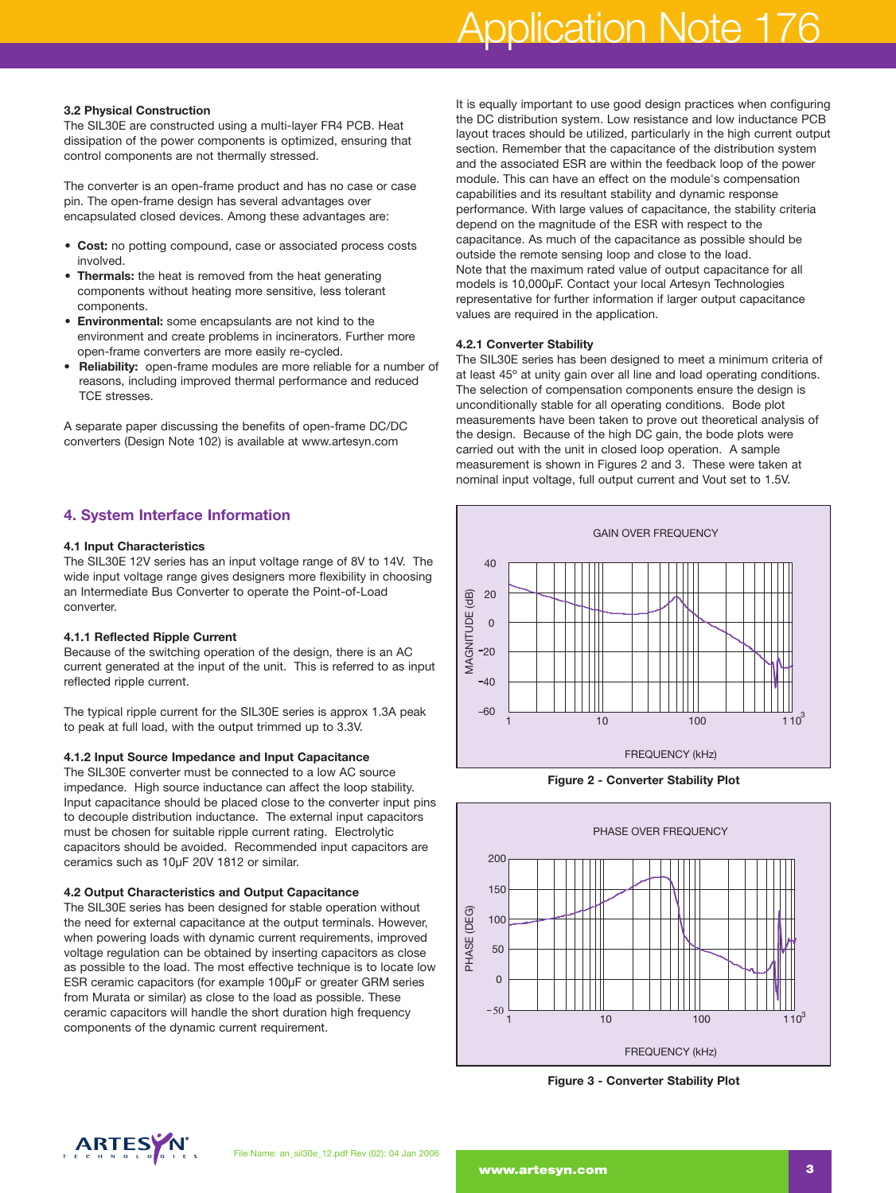### 3.2 Physical Construction

The SIL30E are constructed using a multi-layer FR4 PCB. Heat dissipation of the power components is optimized, ensuring that control components are not thermally stressed.

The converter is an open-frame product and has no case or case pin. The open-frame design has several advantages over encapsulated closed devices. Among these advantages are:

- **Cost:** no potting compound, case or associated process costs involved.
- **Thermals:** the heat is removed from the heat generating components without heating more sensitive, less tolerant components.
- **Environmental:** some encapsulants are not kind to the environment and create problems in incinerators. Further more open-frame converters are more easily re-cycled.
- **Reliability:** open-frame modules are more reliable for a number of reasons, including improved thermal performance and reduced TCE stresses.

A separate paper discussing the benefits of open-frame DC/DC converters (Design Note 102) is available at www.artesyn.com

## 4. System Interface Information

### 4.1 Input Characteristics

The SIL30E 12V series has an input voltage range of 8V to 14V. The wide input voltage range gives designers more flexibility in choosing an Intermediate Bus Converter to operate the Point-of-Load converter.

### 4.1.1 Reflected Ripple Current

Because of the switching operation of the design, there is an AC current generated at the input of the unit. This is referred to as input reflected ripple current.

The typical ripple current for the SIL30E series is approx 1.3A peak to peak at full load, with the output trimmed up to 3.3V.

### 4.1.2 Input Source Impedance and Input Capacitance

The SIL30E converter must be connected to a low AC source impedance. High source inductance can affect the loop stability. Input capacitance should be placed close to the converter input pins to decouple distribution inductance. The external input capacitors must be chosen for suitable ripple current rating. Electrolytic capacitors should be avoided. Recommended input capacitors are ceramics such as 10µF 20V 1812 or similar.

### 4.2 Output Characteristics and Output Capacitance

The SIL30E series has been designed for stable operation without the need for external capacitance at the output terminals. However, when powering loads with dynamic current requirements, improved voltage regulation can be obtained by inserting capacitors as close as possible to the load. The most effective technique is to locate low ESR ceramic capacitors (for example 100µF or greater GRM series from Murata or similar) as close to the load as possible. These ceramic capacitors will handle the short duration high frequency components of the dynamic current requirement.

It is equally important to use good design practices when configuring the DC distribution system. Low resistance and low inductance PCB layout traces should be utilized, particularly in the high current output section. Remember that the capacitance of the distribution system and the associated ESR are within the feedback loop of the power module. This can have an effect on the module's compensation capabilities and its resultant stability and dynamic response performance. With large values of capacitance, the stability criteria depend on the magnitude of the ESR with respect to the capacitance. As much of the capacitance as possible should be outside the remote sensing loop and close to the load.
Note that the maximum rated value of output capacitance for all models is 10,000µF. Contact your local Artesyn Technologies representative for further information if larger output capacitance values are required in the application.

### 4.2.1 Converter Stability

The SIL30E series has been designed to meet a minimum criteria of at least 45° at unity gain over all line and load operating conditions. The selection of compensation components ensure the design is unconditionally stable for all operating conditions. Bode plot measurements have been taken to prove out theoretical analysis of the design. Because of the high DC gain, the bode plots were carried out with the unit in closed loop operation. A sample measurement is shown in Figures 2 and 3. These were taken at nominal input voltage, full output current and Vout set to 1.5V.

**Figure 2 - Converter Stability Plot**

**Figure 3 - Converter Stability Plot**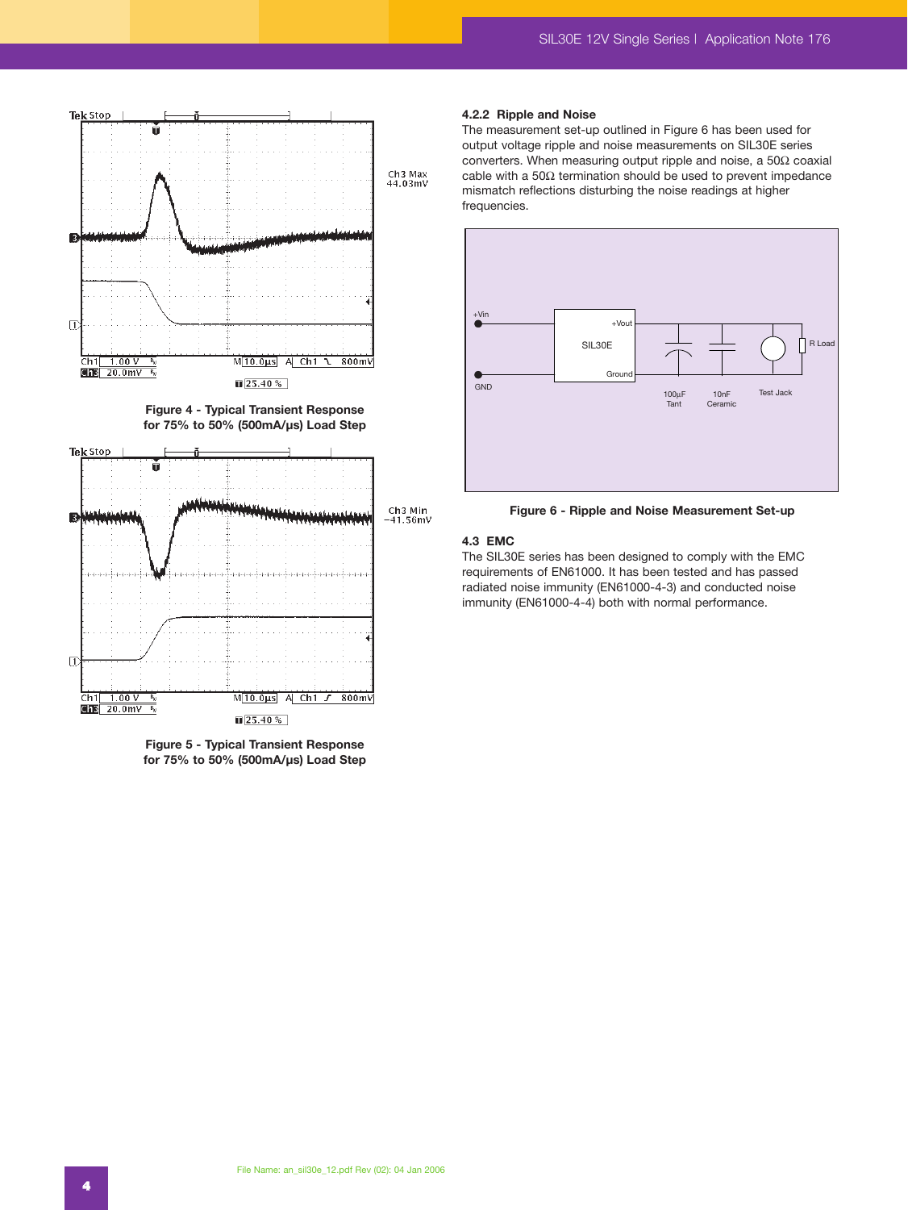Figure 4 - Typical Transient Response for 75% to 50% (500mA/µs) Load Step

Figure 5 - Typical Transient Response for 75% to 50% (500mA/µs) Load Step

#### 4.2.2 Ripple and Noise

The measurement set-up outlined in Figure 6 has been used for output voltage ripple and noise measurements on SIL30E series converters. When measuring output ripple and noise, a 50Ω coaxial cable with a 50Ω termination should be used to prevent impedance mismatch reflections disturbing the noise readings at higher frequencies.

Figure 6 - Ripple and Noise Measurement Set-up

### 4.3 EMC

The SIL30E series has been designed to comply with the EMC requirements of EN61000. It has been tested and has passed radiated noise immunity (EN61000-4-3) and conducted noise immunity (EN61000-4-4) both with normal performance.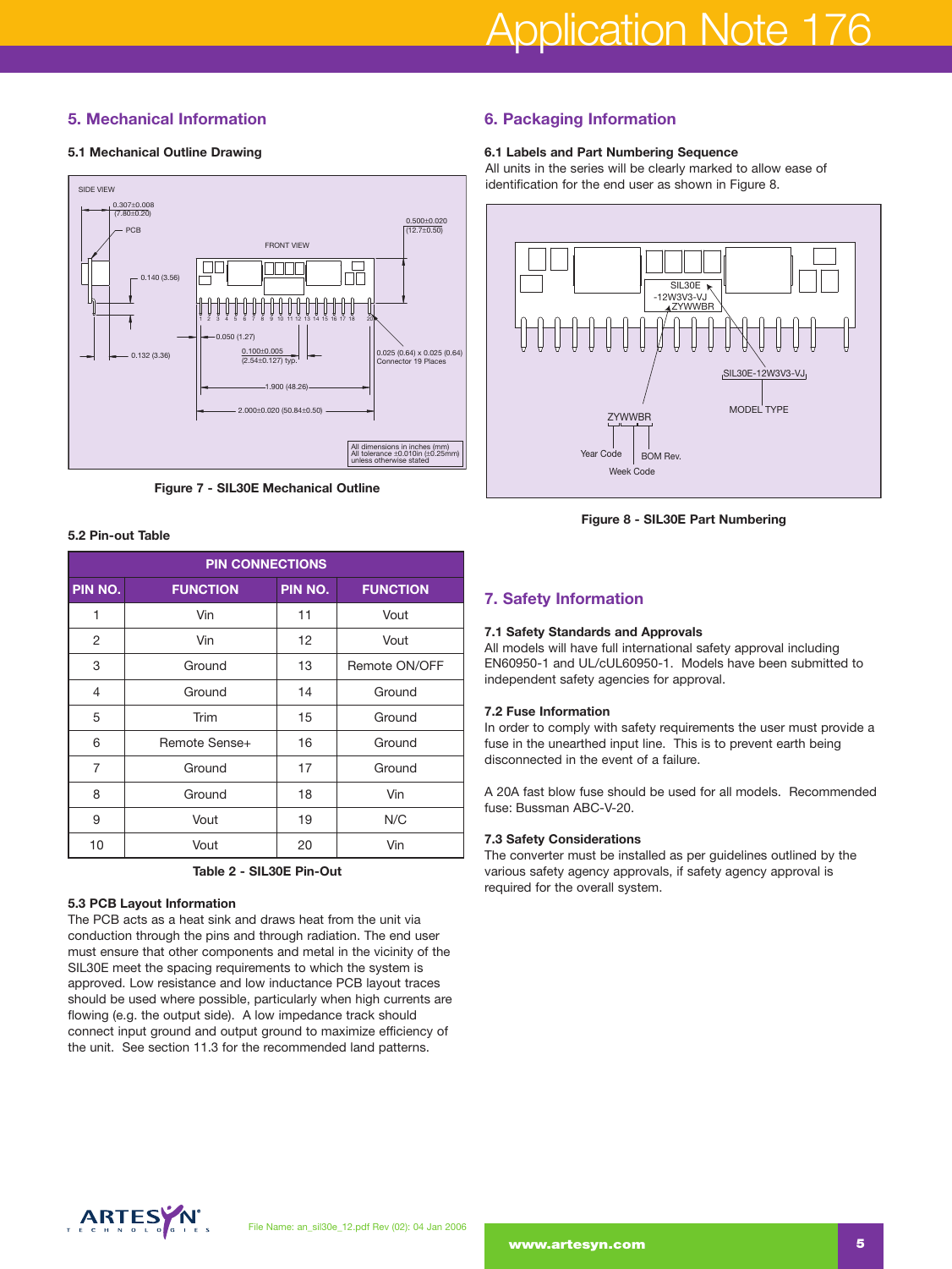## 5. Mechanical Information

### 5.1 Mechanical Outline Drawing

Figure 7 - SIL30E Mechanical Outline

### 5.2 Pin-out Table

| PIN CONNECTIONS | | | |
|---|---|---|---|
| **PIN NO.** | **FUNCTION** | **PIN NO.** | **FUNCTION** |
| 1 | Vin | 11 | Vout |
| 2 | Vin | 12 | Vout |
| 3 | Ground | 13 | Remote ON/OFF |
| 4 | Ground | 14 | Ground |
| 5 | Trim | 15 | Ground |
| 6 | Remote Sense+ | 16 | Ground |
| 7 | Ground | 17 | Ground |
| 8 | Ground | 18 | Vin |
| 9 | Vout | 19 | N/C |
| 10 | Vout | 20 | Vin |

Table 2 - SIL30E Pin-Out

### 5.3 PCB Layout Information

The PCB acts as a heat sink and draws heat from the unit via conduction through the pins and through radiation. The end user must ensure that other components and metal in the vicinity of the SIL30E meet the spacing requirements to which the system is approved. Low resistance and low inductance PCB layout traces should be used where possible, particularly when high currents are flowing (e.g. the output side). A low impedance track should connect input ground and output ground to maximize efficiency of the unit. See section 11.3 for the recommended land patterns.

## 6. Packaging Information

### 6.1 Labels and Part Numbering Sequence

All units in the series will be clearly marked to allow ease of identification for the end user as shown in Figure 8.

Figure 8 - SIL30E Part Numbering

## 7. Safety Information

### 7.1 Safety Standards and Approvals

All models will have full international safety approval including EN60950-1 and UL/cUL60950-1. Models have been submitted to independent safety agencies for approval.

### 7.2 Fuse Information

In order to comply with safety requirements the user must provide a fuse in the unearthed input line. This is to prevent earth being disconnected in the event of a failure.

A 20A fast blow fuse should be used for all models. Recommended fuse: Bussman ABC-V-20.

### 7.3 Safety Considerations

The converter must be installed as per guidelines outlined by the various safety agency approvals, if safety agency approval is required for the overall system.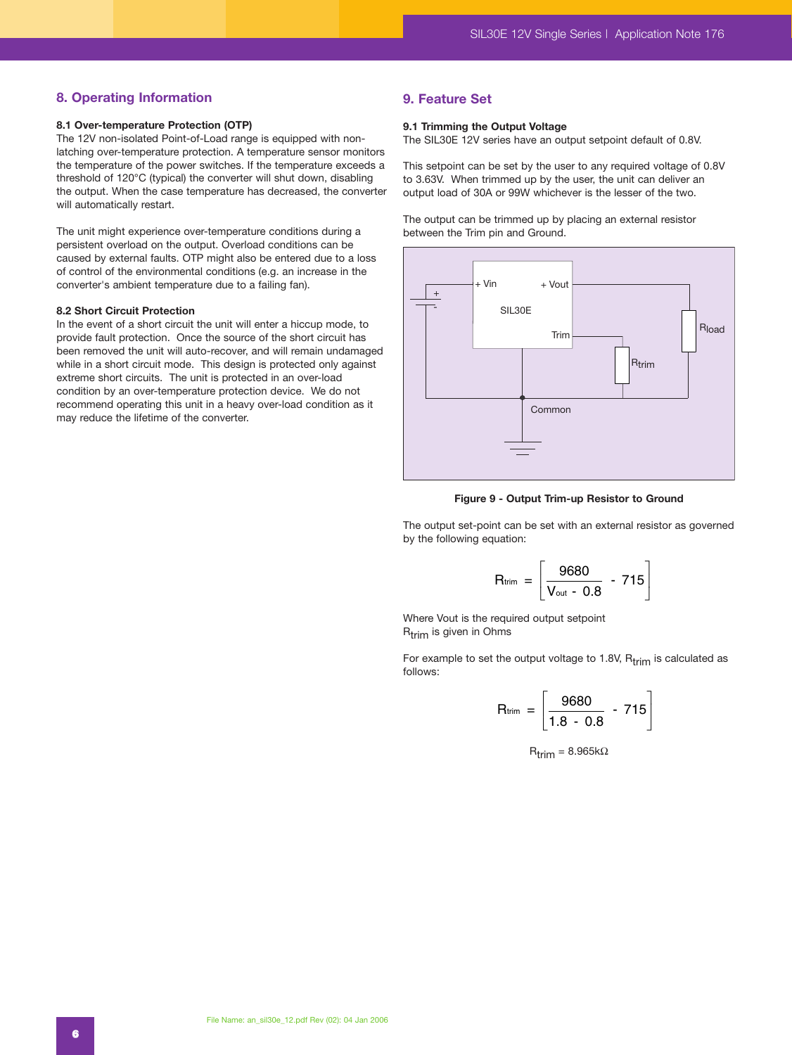## 8. Operating Information

### 8.1 Over-temperature Protection (OTP)

The 12V non-isolated Point-of-Load range is equipped with non-latching over-temperature protection. A temperature sensor monitors the temperature of the power switches. If the temperature exceeds a threshold of 120°C (typical) the converter will shut down, disabling the output. When the case temperature has decreased, the converter will automatically restart.

The unit might experience over-temperature conditions during a persistent overload on the output. Overload conditions can be caused by external faults. OTP might also be entered due to a loss of control of the environmental conditions (e.g. an increase in the converter's ambient temperature due to a failing fan).

### 8.2 Short Circuit Protection

In the event of a short circuit the unit will enter a hiccup mode, to provide fault protection. Once the source of the short circuit has been removed the unit will auto-recover, and will remain undamaged while in a short circuit mode. This design is protected only against extreme short circuits. The unit is protected in an over-load condition by an over-temperature protection device. We do not recommend operating this unit in a heavy over-load condition as it may reduce the lifetime of the converter.

## 9. Feature Set

### 9.1 Trimming the Output Voltage

The SIL30E 12V series have an output setpoint default of 0.8V.

This setpoint can be set by the user to any required voltage of 0.8V to 3.63V. When trimmed up by the user, the unit can deliver an output load of 30A or 99W whichever is the lesser of the two.

The output can be trimmed up by placing an external resistor between the Trim pin and Ground.

**Figure 9 - Output Trim-up Resistor to Ground**

The output set-point can be set with an external resistor as governed by the following equation:

$$R_{trim} = \left[ \frac{9680}{V_{out} - 0.8} - 715 \right]$$

Where Vout is the required output setpoint
$R_{trim}$ is given in Ohms

For example to set the output voltage to 1.8V, $R_{trim}$ is calculated as follows:

$$R_{trim} = \left[ \frac{9680}{1.8 - 0.8} - 715 \right]$$

$$R_{trim} = 8.965\text{k}\Omega$$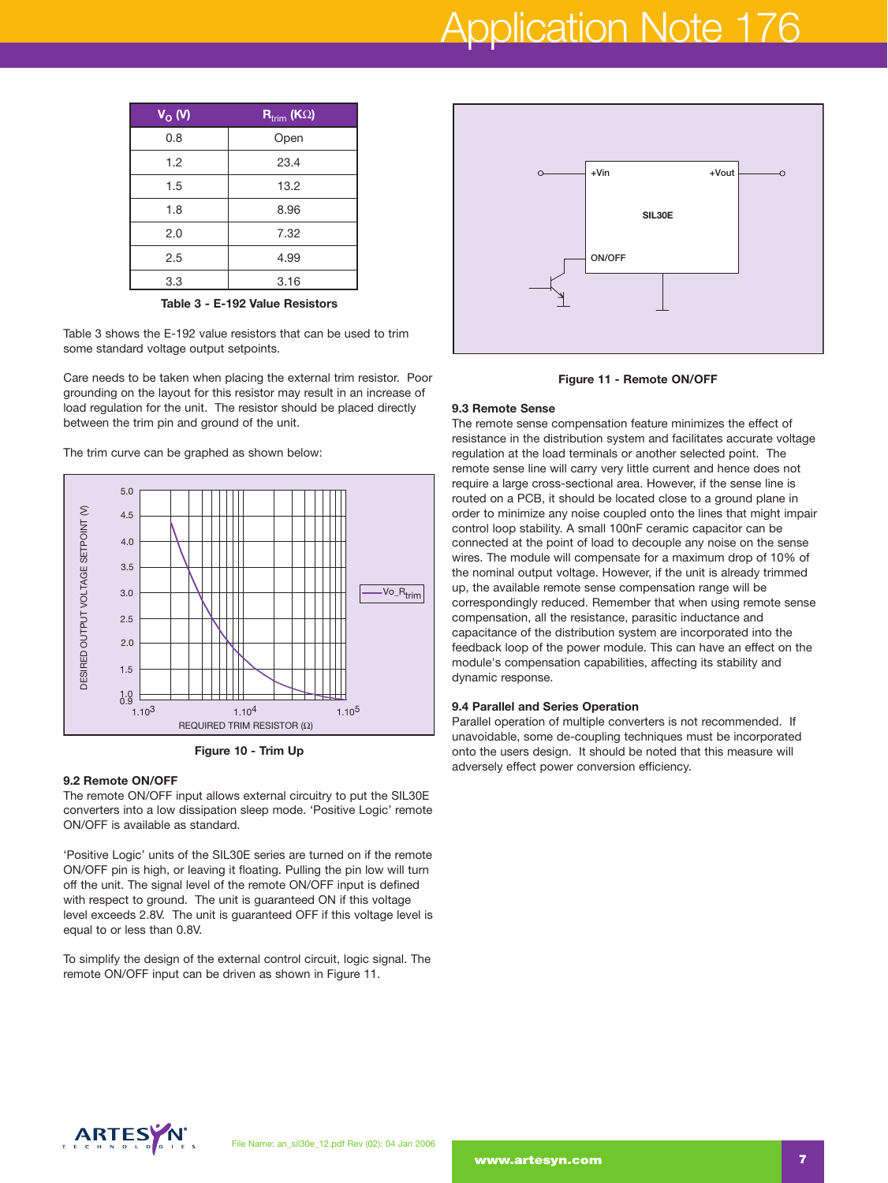| $V_O$ (V) | $R_{trim}$ (KΩ) |
|---|---|
| 0.8 | Open |
| 1.2 | 23.4 |
| 1.5 | 13.2 |
| 1.8 | 8.96 |
| 2.0 | 7.32 |
| 2.5 | 4.99 |
| 3.3 | 3.16 |

**Table 3 - E-192 Value Resistors**

Table 3 shows the E-192 value resistors that can be used to trim some standard voltage output setpoints.

Care needs to be taken when placing the external trim resistor. Poor grounding on the layout for this resistor may result in an increase of load regulation for the unit. The resistor should be placed directly between the trim pin and ground of the unit.

The trim curve can be graphed as shown below:

**Figure 10 - Trim Up**

### 9.2 Remote ON/OFF

The remote ON/OFF input allows external circuitry to put the SIL30E converters into a low dissipation sleep mode. 'Positive Logic' remote ON/OFF is available as standard.

'Positive Logic' units of the SIL30E series are turned on if the remote ON/OFF pin is high, or leaving it floating. Pulling the pin low will turn off the unit. The signal level of the remote ON/OFF input is defined with respect to ground. The unit is guaranteed ON if this voltage level exceeds 2.8V. The unit is guaranteed OFF if this voltage level is equal to or less than 0.8V.

To simplify the design of the external control circuit, logic signal. The remote ON/OFF input can be driven as shown in Figure 11.

**Figure 11 - Remote ON/OFF**

### 9.3 Remote Sense

The remote sense compensation feature minimizes the effect of resistance in the distribution system and facilitates accurate voltage regulation at the load terminals or another selected point. The remote sense line will carry very little current and hence does not require a large cross-sectional area. However, if the sense line is routed on a PCB, it should be located close to a ground plane in order to minimize any noise coupled onto the lines that might impair control loop stability. A small 100nF ceramic capacitor can be connected at the point of load to decouple any noise on the sense wires. The module will compensate for a maximum drop of 10% of the nominal output voltage. However, if the unit is already trimmed up, the available remote sense compensation range will be correspondingly reduced. Remember that when using remote sense compensation, all the resistance, parasitic inductance and capacitance of the distribution system are incorporated into the feedback loop of the power module. This can have an effect on the module's compensation capabilities, affecting its stability and dynamic response.

### 9.4 Parallel and Series Operation

Parallel operation of multiple converters is not recommended. If unavoidable, some de-coupling techniques must be incorporated onto the users design. It should be noted that this measure will adversely effect power conversion efficiency.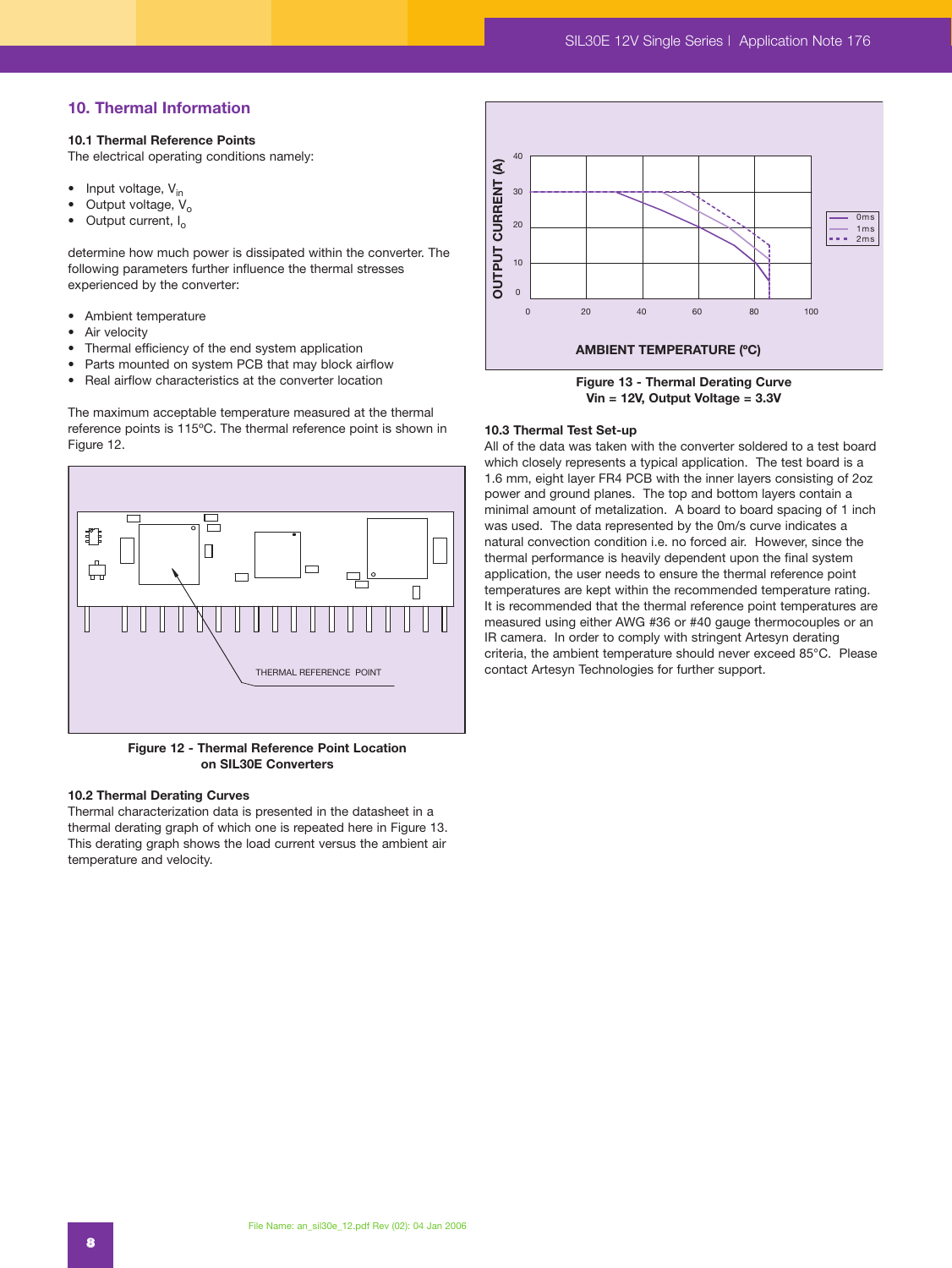## 10. Thermal Information

### 10.1 Thermal Reference Points

The electrical operating conditions namely:

- Input voltage, $V_{in}$
- Output voltage, $V_o$
- Output current, $I_o$

determine how much power is dissipated within the converter. The following parameters further influence the thermal stresses experienced by the converter:

- Ambient temperature
- Air velocity
- Thermal efficiency of the end system application
- Parts mounted on system PCB that may block airflow
- Real airflow characteristics at the converter location

The maximum acceptable temperature measured at the thermal reference points is 115ºC. The thermal reference point is shown in Figure 12.

**Figure 12 - Thermal Reference Point Location on SIL30E Converters**

### 10.2 Thermal Derating Curves

Thermal characterization data is presented in the datasheet in a thermal derating graph of which one is repeated here in Figure 13. This derating graph shows the load current versus the ambient air temperature and velocity.

**Figure 13 - Thermal Derating Curve Vin = 12V, Output Voltage = 3.3V**

### 10.3 Thermal Test Set-up

All of the data was taken with the converter soldered to a test board which closely represents a typical application. The test board is a 1.6 mm, eight layer FR4 PCB with the inner layers consisting of 2oz power and ground planes. The top and bottom layers contain a minimal amount of metalization. A board to board spacing of 1 inch was used. The data represented by the 0m/s curve indicates a natural convection condition i.e. no forced air. However, since the thermal performance is heavily dependent upon the final system application, the user needs to ensure the thermal reference point temperatures are kept within the recommended temperature rating. It is recommended that the thermal reference point temperatures are measured using either AWG #36 or #40 gauge thermocouples or an IR camera. In order to comply with stringent Artesyn derating criteria, the ambient temperature should never exceed 85°C. Please contact Artesyn Technologies for further support.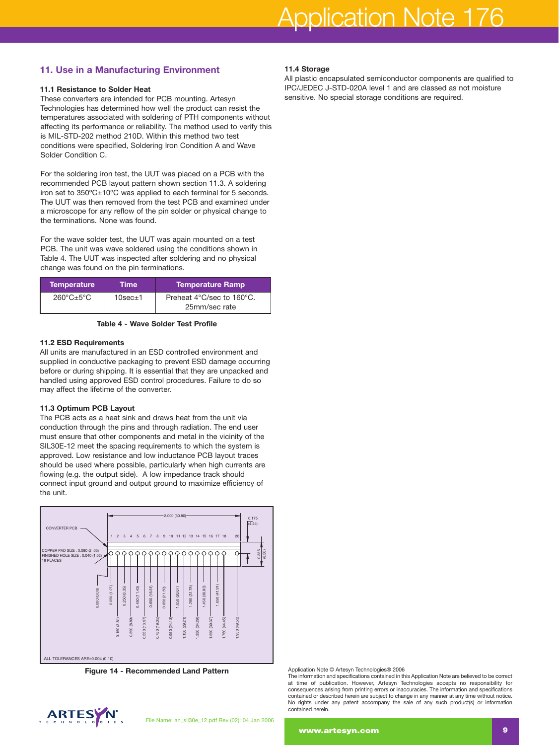## 11. Use in a Manufacturing Environment

### 11.1 Resistance to Solder Heat

These converters are intended for PCB mounting. Artesyn Technologies has determined how well the product can resist the temperatures associated with soldering of PTH components without affecting its performance or reliability. The method used to verify this is MIL-STD-202 method 210D. Within this method two test conditions were specified, Soldering Iron Condition A and Wave Solder Condition C.

For the soldering iron test, the UUT was placed on a PCB with the recommended PCB layout pattern shown section 11.3. A soldering iron set to 350ºC±10ºC was applied to each terminal for 5 seconds. The UUT was then removed from the test PCB and examined under a microscope for any reflow of the pin solder or physical change to the terminations. None was found.

For the wave solder test, the UUT was again mounted on a test PCB. The unit was wave soldered using the conditions shown in Table 4. The UUT was inspected after soldering and no physical change was found on the pin terminations.

| Temperature | Time | Temperature Ramp |
|---|---|---|
| 260°C±5°C | 10sec±1 | Preheat 4°C/sec to 160°C. 25mm/sec rate |

**Table 4 - Wave Solder Test Profile**

### 11.2 ESD Requirements

All units are manufactured in an ESD controlled environment and supplied in conductive packaging to prevent ESD damage occurring before or during shipping. It is essential that they are unpacked and handled using approved ESD control procedures. Failure to do so may affect the lifetime of the converter.

### 11.3 Optimum PCB Layout

The PCB acts as a heat sink and draws heat from the unit via conduction through the pins and through radiation. The end user must ensure that other components and metal in the vicinity of the SIL30E-12 meet the spacing requirements to which the system is approved. Low resistance and low inductance PCB layout traces should be used where possible, particularly when high currents are flowing (e.g. the output side). A low impedance track should connect input ground and output ground to maximize efficiency of the unit.

CONVERTER PCB
COPPER PAD SIZE : 0.080 (2.03)
FINISHED HOLE SIZE : 0.040 (1.02)
19 PLACES
2.000 (50.80)
0.175 (4.44)
0.335 (8.50)
1 2 3 4 5 6 7 8 9 10 11 12 13 14 15 16 17 18 20
0.000 (0.00)
0.050 (1.27)
0.150 (3.81)
0.250 (6.35)
0.350 (8.89)
0.450 (11.43)
0.550 (13.97)
0.650 (16.51)
0.750 (19.05)
0.850 (21.59)
0.950 (24.13)
1.050 (26.67)
1.150 (29.21)
1.250 (31.75)
1.350 (34.29)
1.450 (36.83)
1.550 (39.37)
1.650 (41.91)
1.750 (44.45)
1.950 (49.53)
ALL TOLERANCES ARE±0.004 (0.10)

**Figure 14 - Recommended Land Pattern**

### 11.4 Storage

All plastic encapsulated semiconductor components are qualified to IPC/JEDEC J-STD-020A level 1 and are classed as not moisture sensitive. No special storage conditions are required.

Application Note © Artesyn Technologies® 2006
The information and specifications contained in this Application Note are believed to be correct at time of publication. However, Artesyn Technologies accepts no responsibility for consequences arising from printing errors or inaccuracies. The information and specifications contained or described herein are subject to change in any manner at any time without notice. No rights under any patent accompany the sale of any such product(s) or information contained herein.

File Name: an_sil30e_12.pdf Rev (02): 04 Jan 2006